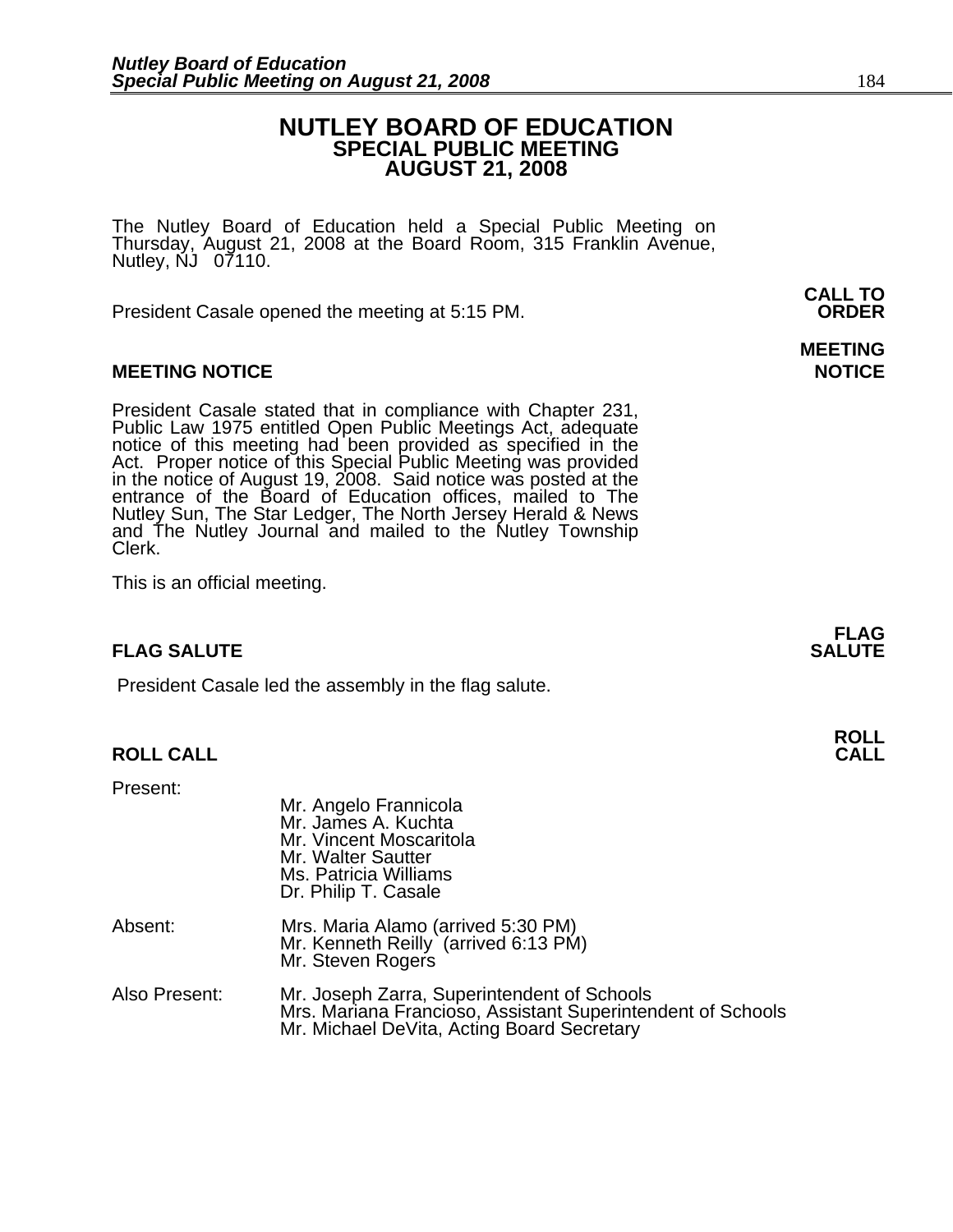# NUTLEY BOARD OF EDUCATION
## SPECIAL PUBLIC MEETING
## AUGUST 21, 2008

The Nutley Board of Education held a Special Public Meeting on Thursday, August 21, 2008 at the Board Room, 315 Franklin Avenue, Nutley, NJ 07110.

**CALL TO ORDER**

President Casale opened the meeting at 5:15 PM.

**MEETING NOTICE**

President Casale stated that in compliance with Chapter 231, Public Law 1975 entitled Open Public Meetings Act, adequate notice of this meeting had been provided as specified in the Act. Proper notice of this Special Public Meeting was provided in the notice of August 19, 2008. Said notice was posted at the entrance of the Board of Education offices, mailed to The Nutley Sun, The Star Ledger, The North Jersey Herald & News and The Nutley Journal and mailed to the Nutley Township Clerk.

This is an official meeting.

**FLAG SALUTE**

President Casale led the assembly in the flag salute.

**ROLL CALL**

Present:

- Mr. Angelo Frannicola
- Mr. James A. Kuchta
- Mr. Vincent Moscaritola
- Mr. Walter Sautter
- Ms. Patricia Williams
- Dr. Philip T. Casale

Absent:

- Mrs. Maria Alamo (arrived 5:30 PM)
- Mr. Kenneth Reilly (arrived 6:13 PM)
- Mr. Steven Rogers

Also Present:

- Mr. Joseph Zarra, Superintendent of Schools
- Mrs. Mariana Francioso, Assistant Superintendent of Schools
- Mr. Michael DeVita, Acting Board Secretary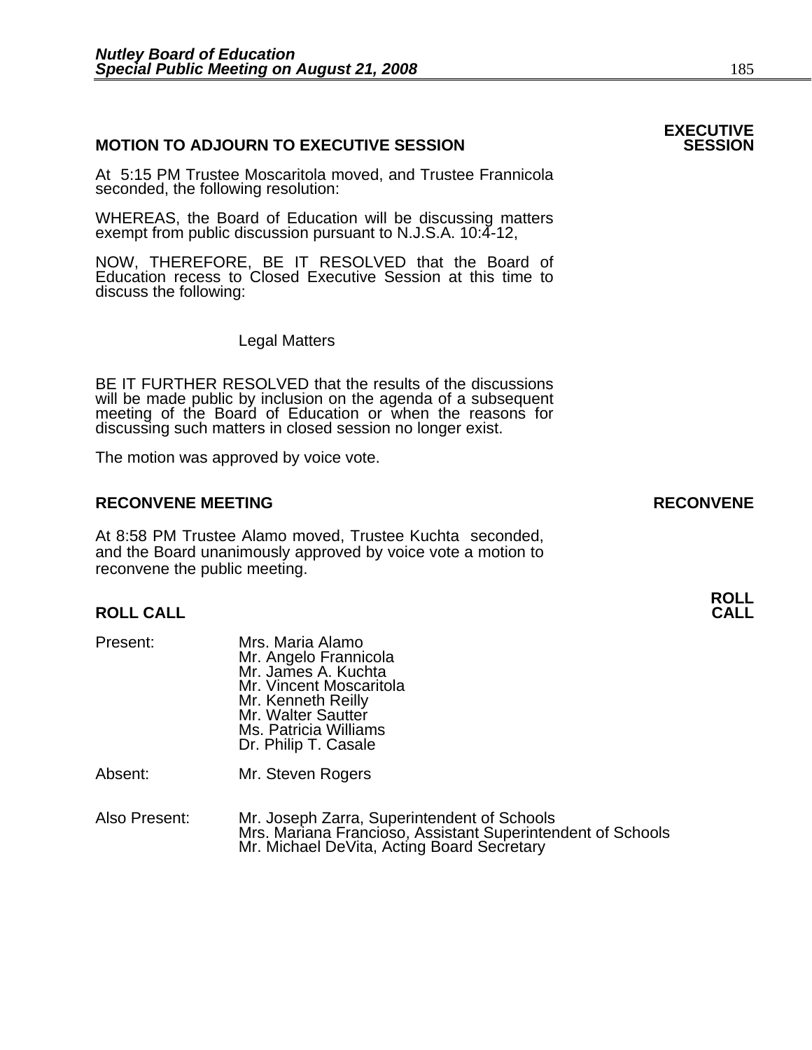## MOTION TO ADJOURN TO EXECUTIVE SESSION

**EXECUTIVE SESSION**

At 5:15 PM Trustee Moscaritola moved, and Trustee Frannicola seconded, the following resolution:

WHEREAS, the Board of Education will be discussing matters exempt from public discussion pursuant to N.J.S.A. 10:4-12,

NOW, THEREFORE, BE IT RESOLVED that the Board of Education recess to Closed Executive Session at this time to discuss the following:

Legal Matters

BE IT FURTHER RESOLVED that the results of the discussions will be made public by inclusion on the agenda of a subsequent meeting of the Board of Education or when the reasons for discussing such matters in closed session no longer exist.

The motion was approved by voice vote.

## RECONVENE MEETING

**RECONVENE**

At 8:58 PM Trustee Alamo moved, Trustee Kuchta seconded, and the Board unanimously approved by voice vote a motion to reconvene the public meeting.

## ROLL CALL

**ROLL CALL**

Present:
- Mrs. Maria Alamo
- Mr. Angelo Frannicola
- Mr. James A. Kuchta
- Mr. Vincent Moscaritola
- Mr. Kenneth Reilly
- Mr. Walter Sautter
- Ms. Patricia Williams
- Dr. Philip T. Casale

Absent:
- Mr. Steven Rogers

Also Present:
- Mr. Joseph Zarra, Superintendent of Schools
- Mrs. Mariana Francioso, Assistant Superintendent of Schools
- Mr. Michael DeVita, Acting Board Secretary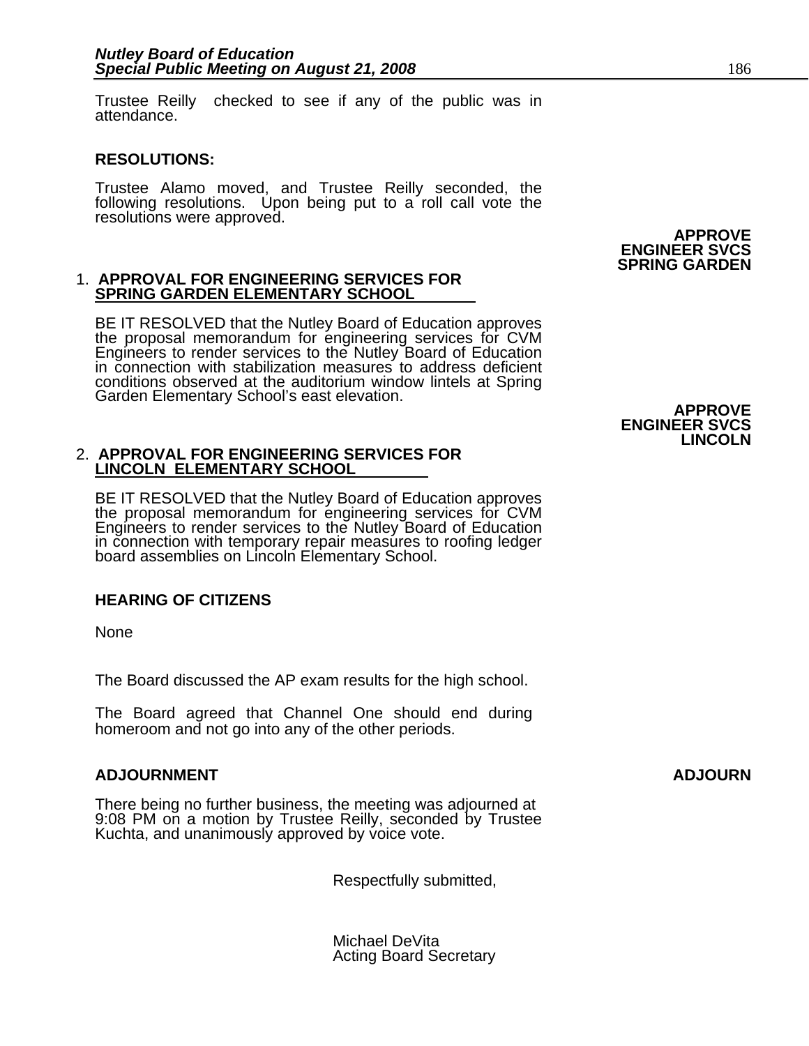Trustee Reilly checked to see if any of the public was in attendance.

**RESOLUTIONS:**

Trustee Alamo moved, and Trustee Reilly seconded, the following resolutions. Upon being put to a roll call vote the resolutions were approved.

**APPROVE ENGINEER SVCS SPRING GARDEN**

1. **APPROVAL FOR ENGINEERING SERVICES FOR SPRING GARDEN ELEMENTARY SCHOOL**

   BE IT RESOLVED that the Nutley Board of Education approves the proposal memorandum for engineering services for CVM Engineers to render services to the Nutley Board of Education in connection with stabilization measures to address deficient conditions observed at the auditorium window lintels at Spring Garden Elementary School's east elevation.

**APPROVE ENGINEER SVCS LINCOLN**

2. **APPROVAL FOR ENGINEERING SERVICES FOR LINCOLN ELEMENTARY SCHOOL**

   BE IT RESOLVED that the Nutley Board of Education approves the proposal memorandum for engineering services for CVM Engineers to render services to the Nutley Board of Education in connection with temporary repair measures to roofing ledger board assemblies on Lincoln Elementary School.

**HEARING OF CITIZENS**

None

The Board discussed the AP exam results for the high school.

The Board agreed that Channel One should end during homeroom and not go into any of the other periods.

**ADJOURNMENT** **ADJOURN**

There being no further business, the meeting was adjourned at 9:08 PM on a motion by Trustee Reilly, seconded by Trustee Kuchta, and unanimously approved by voice vote.

Respectfully submitted,

Michael DeVita
Acting Board Secretary